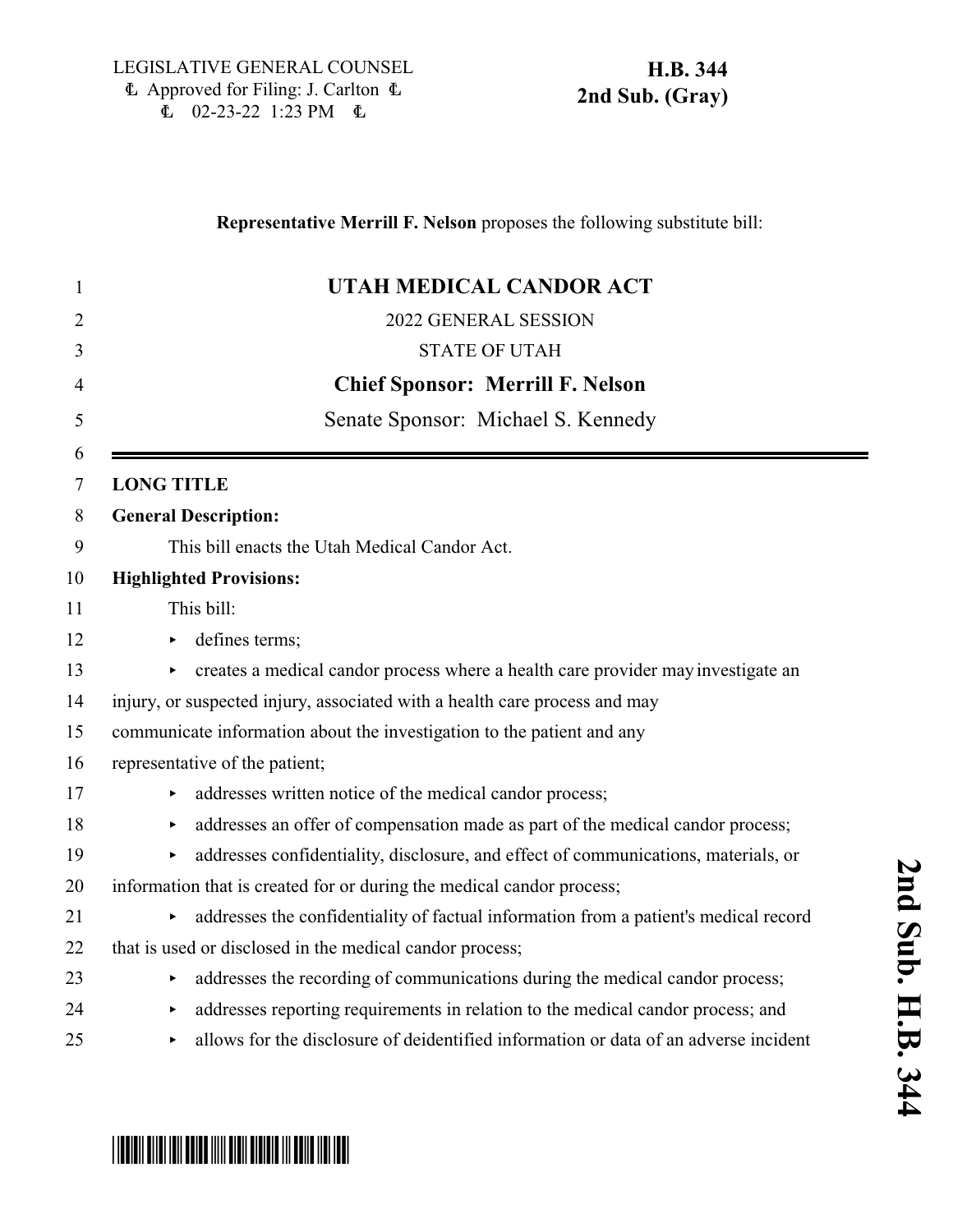LEGISLATIVE GENERAL COUNSEL
Approved for Filing: J. Carlton
02-23-22 1:23 PM

**H.B. 344**
**2nd Sub. (Gray)**

**Representative Merrill F. Nelson** proposes the following substitute bill:

# UTAH MEDICAL CANDOR ACT

2022 GENERAL SESSION

STATE OF UTAH

**Chief Sponsor: Merrill F. Nelson**

Senate Sponsor: Michael S. Kennedy

**LONG TITLE**

**General Description:**

This bill enacts the Utah Medical Candor Act.

**Highlighted Provisions:**

This bill:

- defines terms;
- creates a medical candor process where a health care provider may investigate an injury, or suspected injury, associated with a health care process and may communicate information about the investigation to the patient and any representative of the patient;
- addresses written notice of the medical candor process;
- addresses an offer of compensation made as part of the medical candor process;
- addresses confidentiality, disclosure, and effect of communications, materials, or information that is created for or during the medical candor process;
- addresses the confidentiality of factual information from a patient's medical record that is used or disclosed in the medical candor process;
- addresses the recording of communications during the medical candor process;
- addresses reporting requirements in relation to the medical candor process; and
- allows for the disclosure of deidentified information or data of an adverse incident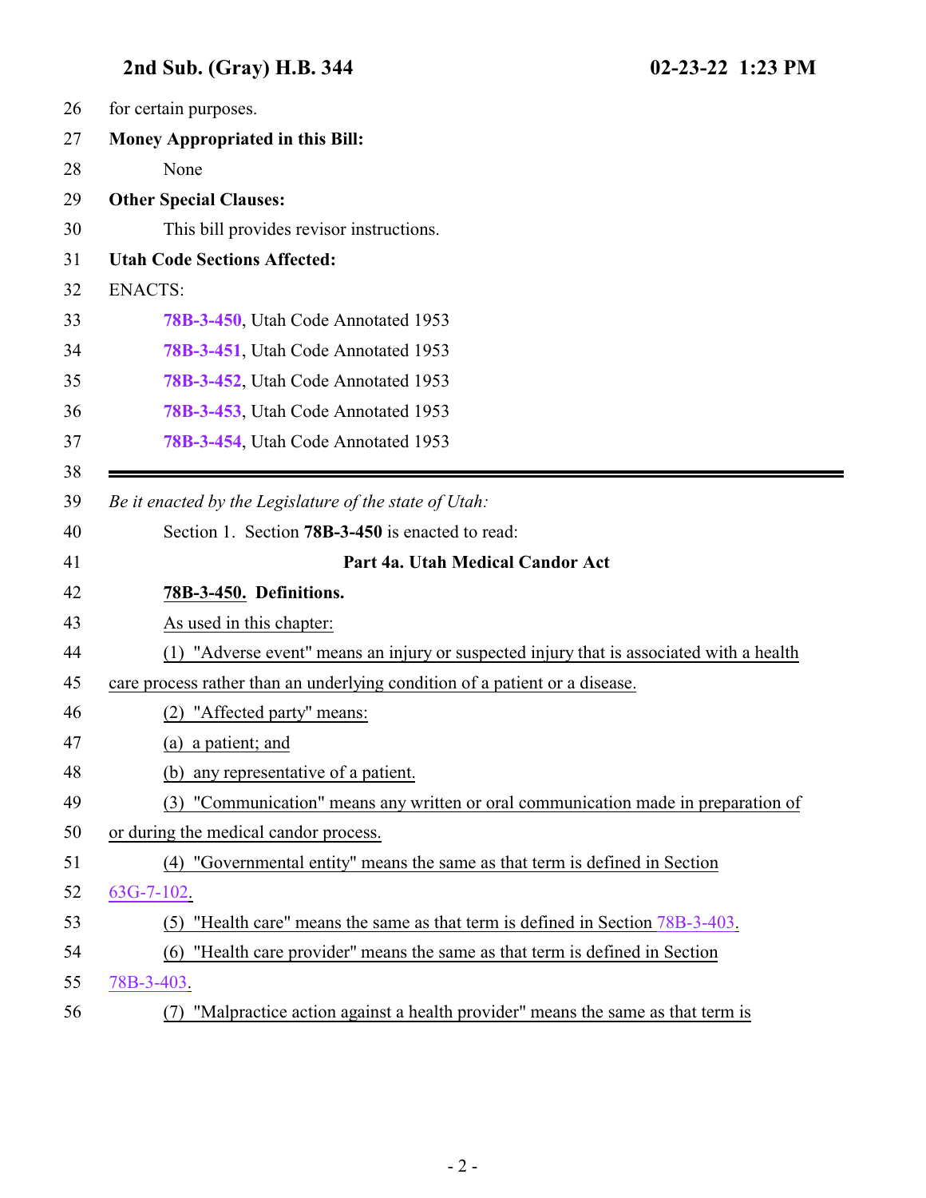for certain purposes.

**Money Appropriated in this Bill:**

None

**Other Special Clauses:**

This bill provides revisor instructions.

**Utah Code Sections Affected:**

ENACTS:

**78B-3-450**, Utah Code Annotated 1953

**78B-3-451**, Utah Code Annotated 1953

**78B-3-452**, Utah Code Annotated 1953

**78B-3-453**, Utah Code Annotated 1953

**78B-3-454**, Utah Code Annotated 1953

---

*Be it enacted by the Legislature of the state of Utah:*

Section 1. Section **78B-3-450** is enacted to read:

**Part 4a. Utah Medical Candor Act**

**78B-3-450. Definitions.**

As used in this chapter:

(1) "Adverse event" means an injury or suspected injury that is associated with a health care process rather than an underlying condition of a patient or a disease.

(2) "Affected party" means:

(a) a patient; and

(b) any representative of a patient.

(3) "Communication" means any written or oral communication made in preparation of or during the medical candor process.

(4) "Governmental entity" means the same as that term is defined in Section 63G-7-102.

(5) "Health care" means the same as that term is defined in Section 78B-3-403.

(6) "Health care provider" means the same as that term is defined in Section 78B-3-403.

(7) "Malpractice action against a health provider" means the same as that term is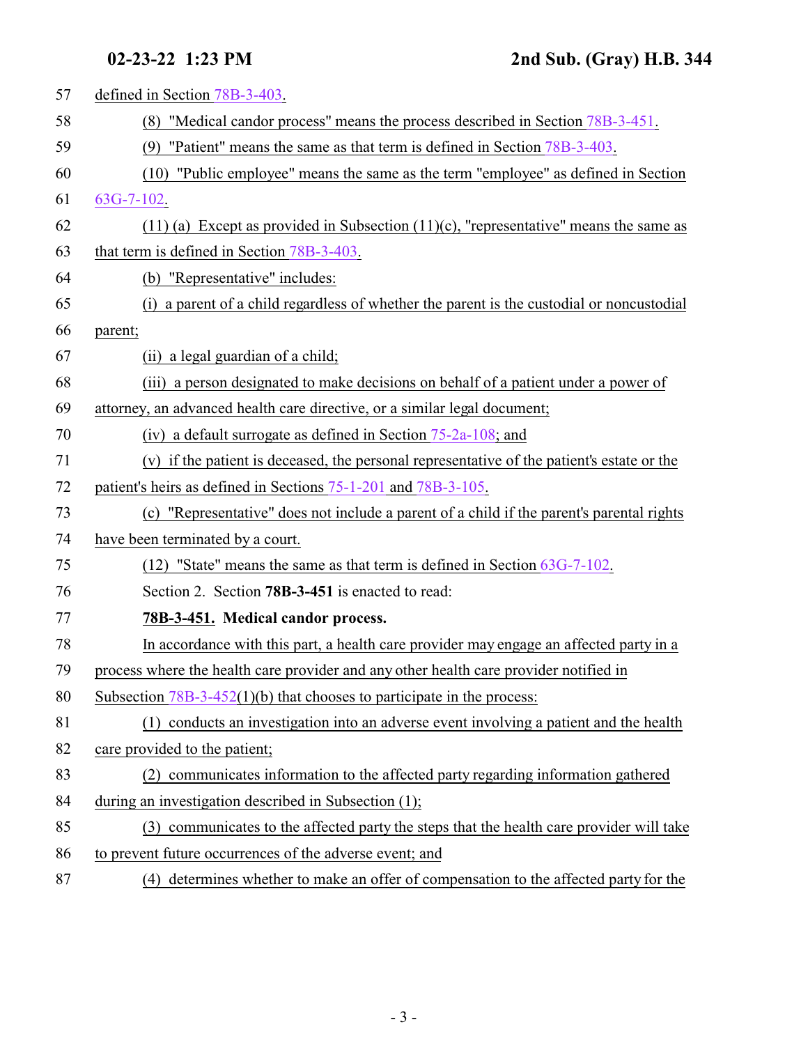defined in Section 78B-3-403.

(8) "Medical candor process" means the process described in Section 78B-3-451.

(9) "Patient" means the same as that term is defined in Section 78B-3-403.

(10) "Public employee" means the same as the term "employee" as defined in Section 63G-7-102.

(11) (a) Except as provided in Subsection (11)(c), "representative" means the same as that term is defined in Section 78B-3-403.

(b) "Representative" includes:

(i) a parent of a child regardless of whether the parent is the custodial or noncustodial parent;

(ii) a legal guardian of a child;

(iii) a person designated to make decisions on behalf of a patient under a power of attorney, an advanced health care directive, or a similar legal document;

(iv) a default surrogate as defined in Section 75-2a-108; and

(v) if the patient is deceased, the personal representative of the patient's estate or the patient's heirs as defined in Sections 75-1-201 and 78B-3-105.

(c) "Representative" does not include a parent of a child if the parent's parental rights have been terminated by a court.

(12) "State" means the same as that term is defined in Section 63G-7-102.

Section 2. Section **78B-3-451** is enacted to read:

**78B-3-451. Medical candor process.**

In accordance with this part, a health care provider may engage an affected party in a process where the health care provider and any other health care provider notified in Subsection 78B-3-452(1)(b) that chooses to participate in the process:

(1) conducts an investigation into an adverse event involving a patient and the health care provided to the patient;

(2) communicates information to the affected party regarding information gathered during an investigation described in Subsection (1);

(3) communicates to the affected party the steps that the health care provider will take to prevent future occurrences of the adverse event; and

(4) determines whether to make an offer of compensation to the affected party for the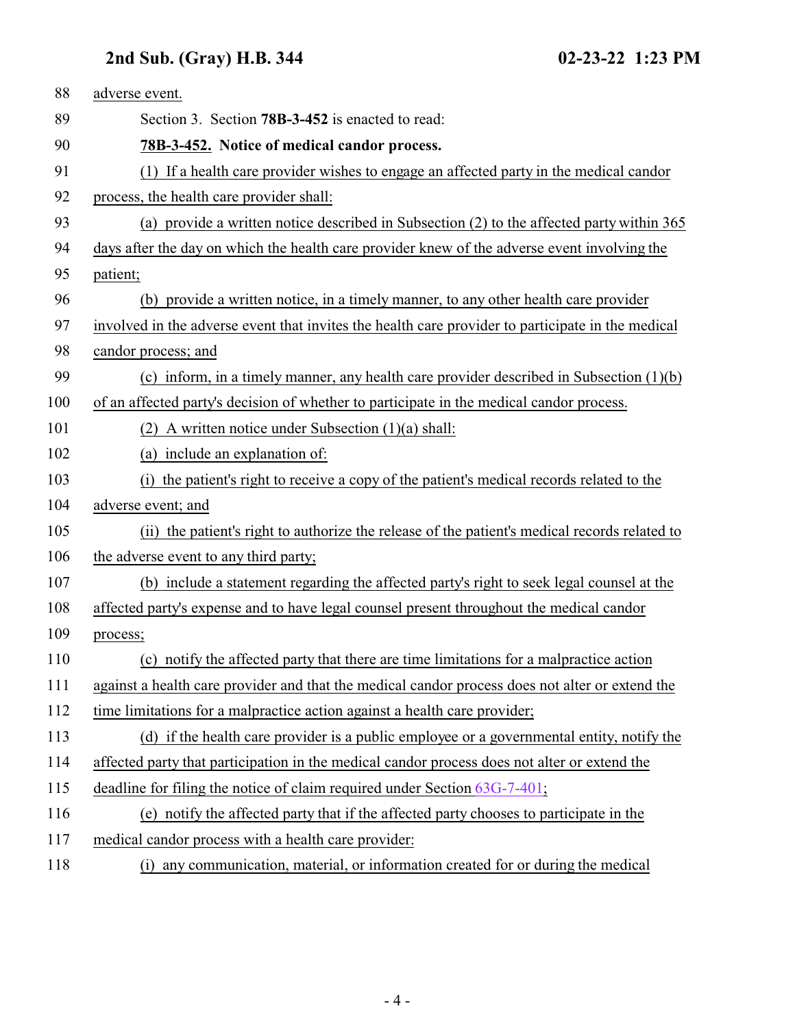adverse event.

Section 3. Section **78B-3-452** is enacted to read:

**78B-3-452. Notice of medical candor process.**

(1) If a health care provider wishes to engage an affected party in the medical candor process, the health care provider shall:

(a) provide a written notice described in Subsection (2) to the affected party within 365 days after the day on which the health care provider knew of the adverse event involving the patient;

(b) provide a written notice, in a timely manner, to any other health care provider involved in the adverse event that invites the health care provider to participate in the medical candor process; and

(c) inform, in a timely manner, any health care provider described in Subsection (1)(b) of an affected party's decision of whether to participate in the medical candor process.

(2) A written notice under Subsection (1)(a) shall:

(a) include an explanation of:

(i) the patient's right to receive a copy of the patient's medical records related to the adverse event; and

(ii) the patient's right to authorize the release of the patient's medical records related to the adverse event to any third party;

(b) include a statement regarding the affected party's right to seek legal counsel at the affected party's expense and to have legal counsel present throughout the medical candor process;

(c) notify the affected party that there are time limitations for a malpractice action against a health care provider and that the medical candor process does not alter or extend the time limitations for a malpractice action against a health care provider;

(d) if the health care provider is a public employee or a governmental entity, notify the affected party that participation in the medical candor process does not alter or extend the deadline for filing the notice of claim required under Section 63G-7-401;

(e) notify the affected party that if the affected party chooses to participate in the medical candor process with a health care provider:

(i) any communication, material, or information created for or during the medical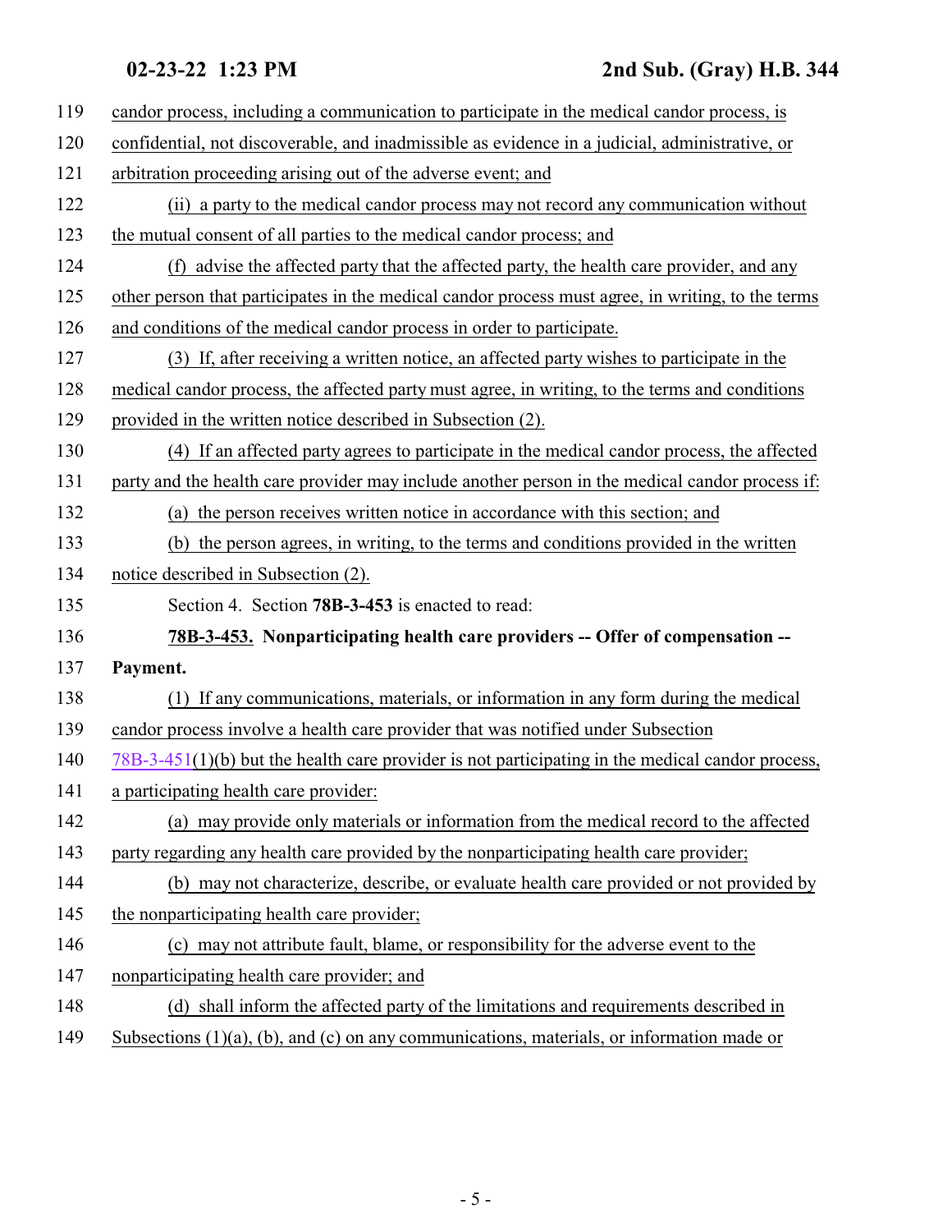candor process, including a communication to participate in the medical candor process, is confidential, not discoverable, and inadmissible as evidence in a judicial, administrative, or arbitration proceeding arising out of the adverse event; and

(ii) a party to the medical candor process may not record any communication without the mutual consent of all parties to the medical candor process; and

(f) advise the affected party that the affected party, the health care provider, and any other person that participates in the medical candor process must agree, in writing, to the terms and conditions of the medical candor process in order to participate.

(3) If, after receiving a written notice, an affected party wishes to participate in the medical candor process, the affected party must agree, in writing, to the terms and conditions provided in the written notice described in Subsection (2).

(4) If an affected party agrees to participate in the medical candor process, the affected party and the health care provider may include another person in the medical candor process if:

(a) the person receives written notice in accordance with this section; and

(b) the person agrees, in writing, to the terms and conditions provided in the written notice described in Subsection (2).

Section 4. Section **78B-3-453** is enacted to read:

**78B-3-453. Nonparticipating health care providers -- Offer of compensation -- Payment.**

(1) If any communications, materials, or information in any form during the medical candor process involve a health care provider that was notified under Subsection 78B-3-451(1)(b) but the health care provider is not participating in the medical candor process, a participating health care provider:

(a) may provide only materials or information from the medical record to the affected party regarding any health care provided by the nonparticipating health care provider;

(b) may not characterize, describe, or evaluate health care provided or not provided by the nonparticipating health care provider;

(c) may not attribute fault, blame, or responsibility for the adverse event to the nonparticipating health care provider; and

(d) shall inform the affected party of the limitations and requirements described in Subsections (1)(a), (b), and (c) on any communications, materials, or information made or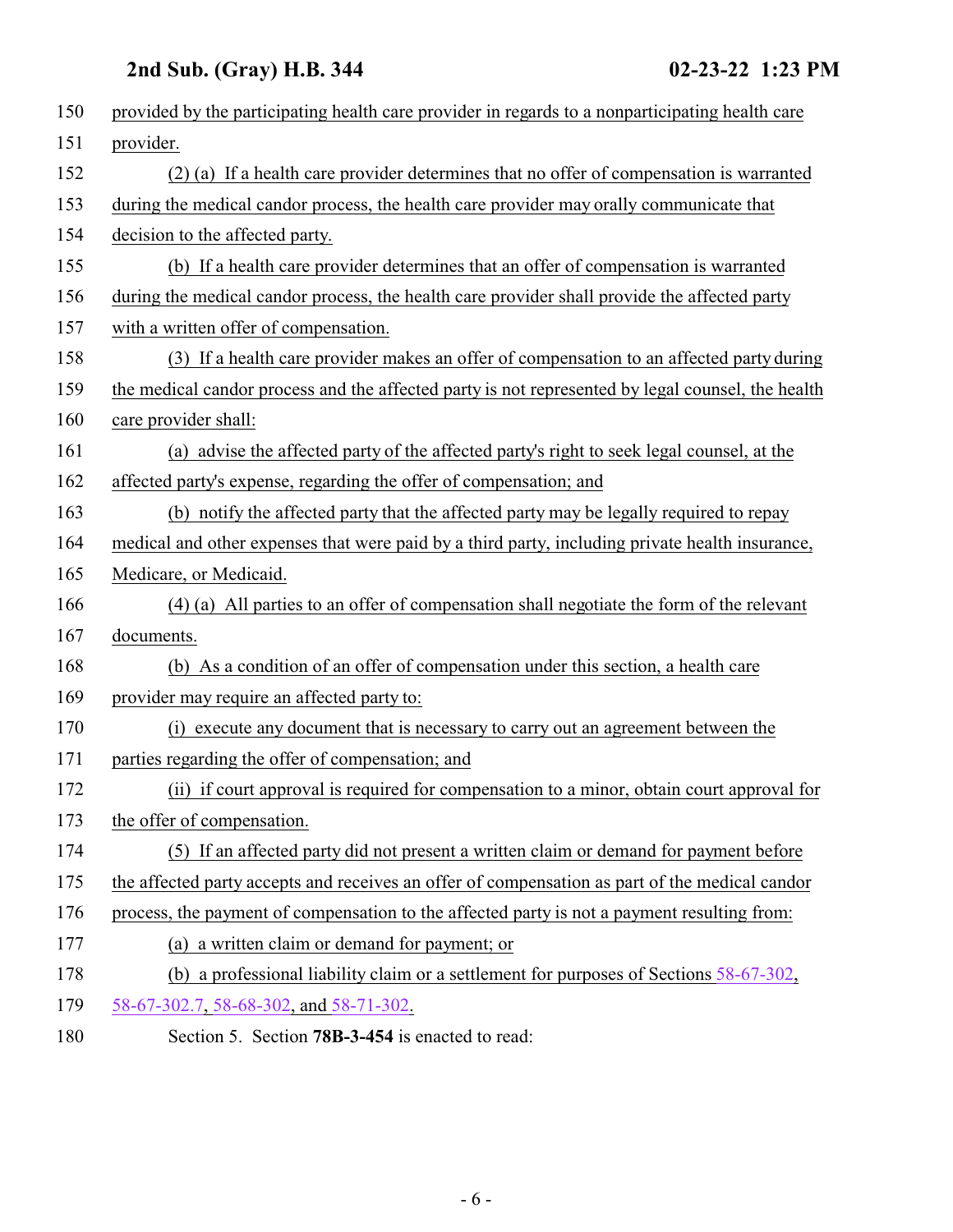provided by the participating health care provider in regards to a nonparticipating health care provider.

(2) (a) If a health care provider determines that no offer of compensation is warranted during the medical candor process, the health care provider may orally communicate that decision to the affected party.

(b) If a health care provider determines that an offer of compensation is warranted during the medical candor process, the health care provider shall provide the affected party with a written offer of compensation.

(3) If a health care provider makes an offer of compensation to an affected party during the medical candor process and the affected party is not represented by legal counsel, the health care provider shall:

(a) advise the affected party of the affected party's right to seek legal counsel, at the affected party's expense, regarding the offer of compensation; and

(b) notify the affected party that the affected party may be legally required to repay medical and other expenses that were paid by a third party, including private health insurance, Medicare, or Medicaid.

(4) (a) All parties to an offer of compensation shall negotiate the form of the relevant documents.

(b) As a condition of an offer of compensation under this section, a health care provider may require an affected party to:

(i) execute any document that is necessary to carry out an agreement between the parties regarding the offer of compensation; and

(ii) if court approval is required for compensation to a minor, obtain court approval for the offer of compensation.

(5) If an affected party did not present a written claim or demand for payment before the affected party accepts and receives an offer of compensation as part of the medical candor process, the payment of compensation to the affected party is not a payment resulting from:

(a) a written claim or demand for payment; or

(b) a professional liability claim or a settlement for purposes of Sections 58-67-302, 58-67-302.7, 58-68-302, and 58-71-302.

Section 5. Section **78B-3-454** is enacted to read: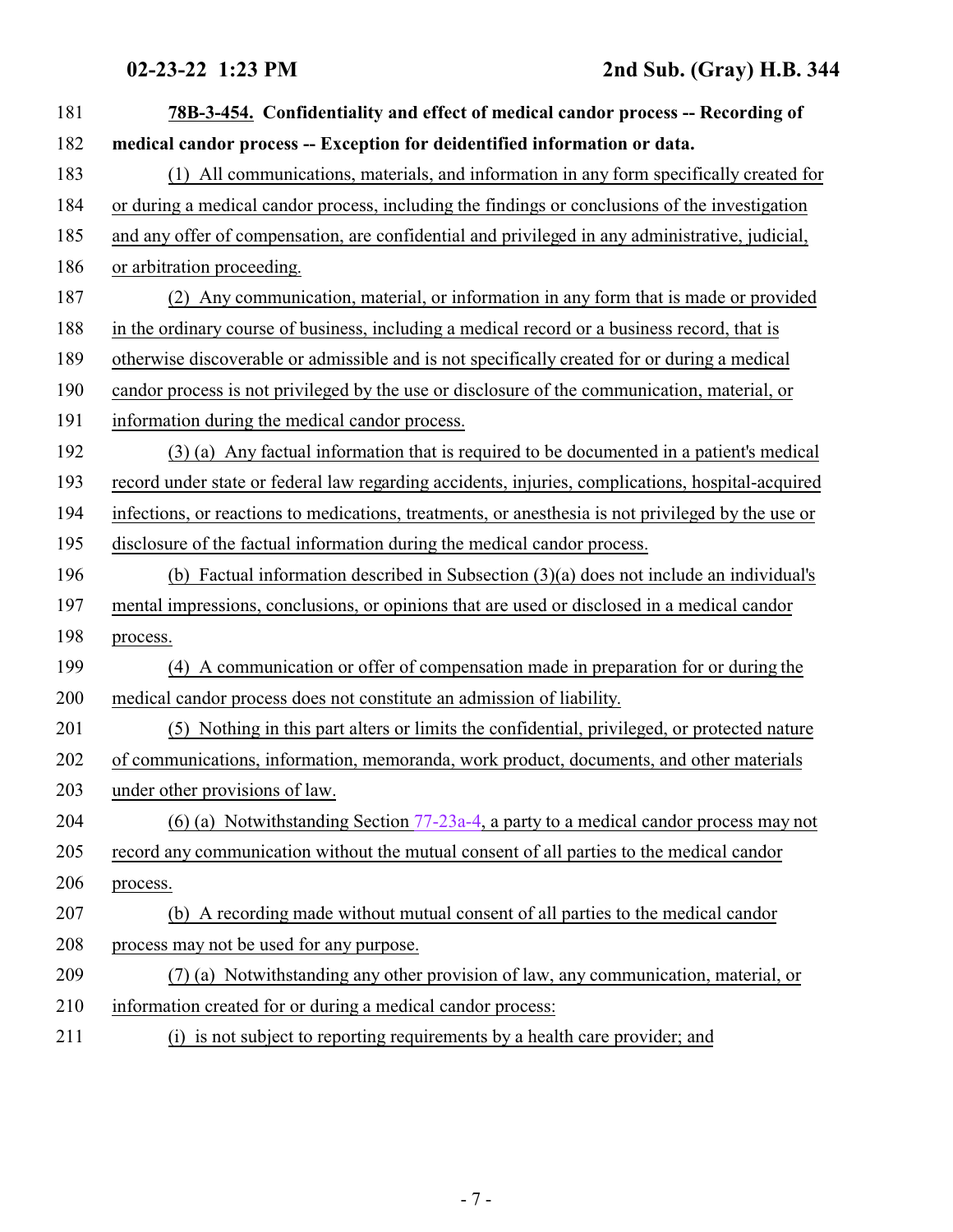**78B-3-454. Confidentiality and effect of medical candor process -- Recording of medical candor process -- Exception for deidentified information or data.**

(1) All communications, materials, and information in any form specifically created for or during a medical candor process, including the findings or conclusions of the investigation and any offer of compensation, are confidential and privileged in any administrative, judicial, or arbitration proceeding.

(2) Any communication, material, or information in any form that is made or provided in the ordinary course of business, including a medical record or a business record, that is otherwise discoverable or admissible and is not specifically created for or during a medical candor process is not privileged by the use or disclosure of the communication, material, or information during the medical candor process.

(3) (a) Any factual information that is required to be documented in a patient's medical record under state or federal law regarding accidents, injuries, complications, hospital-acquired infections, or reactions to medications, treatments, or anesthesia is not privileged by the use or disclosure of the factual information during the medical candor process.

(b) Factual information described in Subsection (3)(a) does not include an individual's mental impressions, conclusions, or opinions that are used or disclosed in a medical candor process.

(4) A communication or offer of compensation made in preparation for or during the medical candor process does not constitute an admission of liability.

(5) Nothing in this part alters or limits the confidential, privileged, or protected nature of communications, information, memoranda, work product, documents, and other materials under other provisions of law.

(6) (a) Notwithstanding Section 77-23a-4, a party to a medical candor process may not record any communication without the mutual consent of all parties to the medical candor process.

(b) A recording made without mutual consent of all parties to the medical candor process may not be used for any purpose.

(7) (a) Notwithstanding any other provision of law, any communication, material, or information created for or during a medical candor process:

(i) is not subject to reporting requirements by a health care provider; and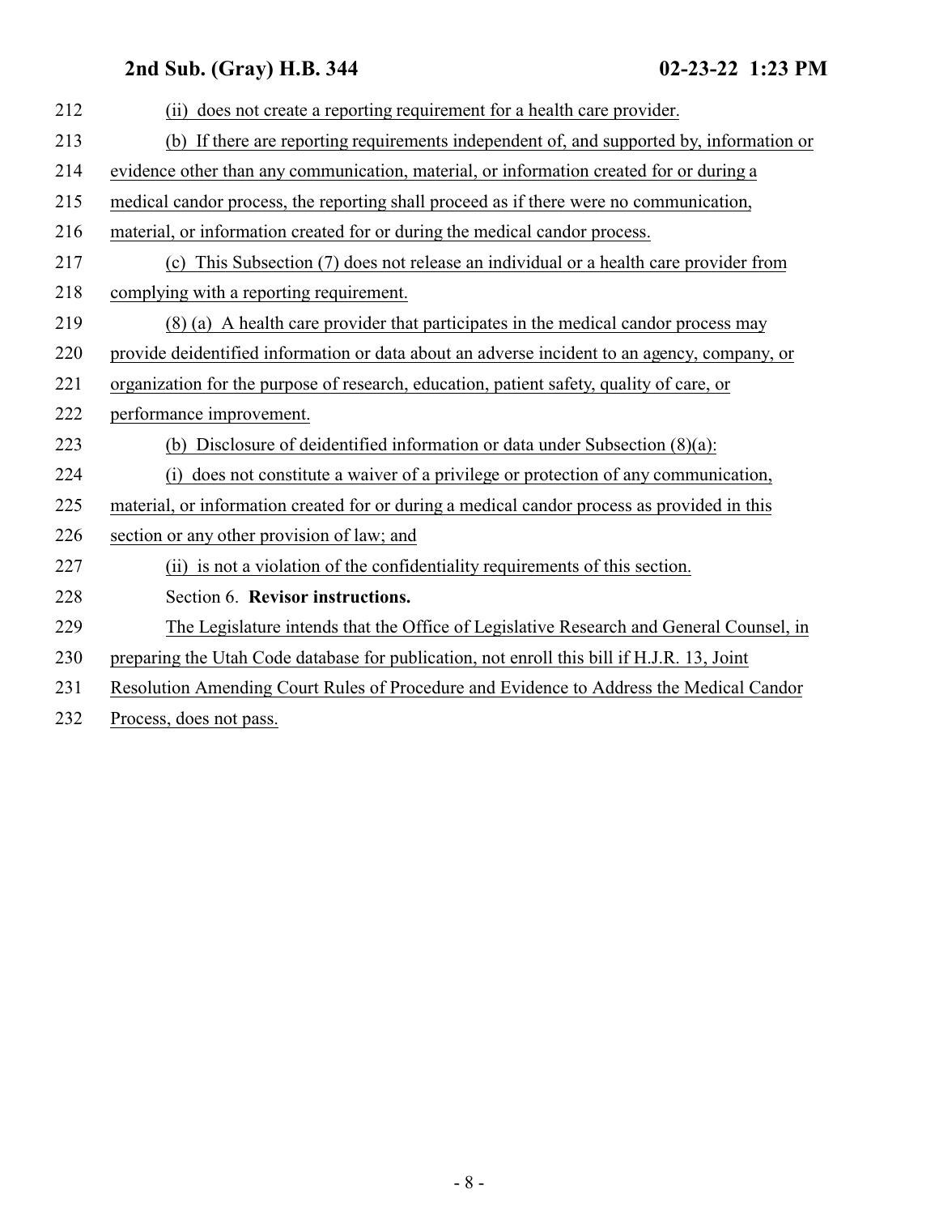(ii) does not create a reporting requirement for a health care provider.

(b) If there are reporting requirements independent of, and supported by, information or evidence other than any communication, material, or information created for or during a medical candor process, the reporting shall proceed as if there were no communication, material, or information created for or during the medical candor process.

(c) This Subsection (7) does not release an individual or a health care provider from complying with a reporting requirement.

(8) (a) A health care provider that participates in the medical candor process may provide deidentified information or data about an adverse incident to an agency, company, or organization for the purpose of research, education, patient safety, quality of care, or performance improvement.

(b) Disclosure of deidentified information or data under Subsection (8)(a):

(i) does not constitute a waiver of a privilege or protection of any communication, material, or information created for or during a medical candor process as provided in this section or any other provision of law; and

(ii) is not a violation of the confidentiality requirements of this section.

Section 6. **Revisor instructions.**

The Legislature intends that the Office of Legislative Research and General Counsel, in preparing the Utah Code database for publication, not enroll this bill if H.J.R. 13, Joint Resolution Amending Court Rules of Procedure and Evidence to Address the Medical Candor Process, does not pass.